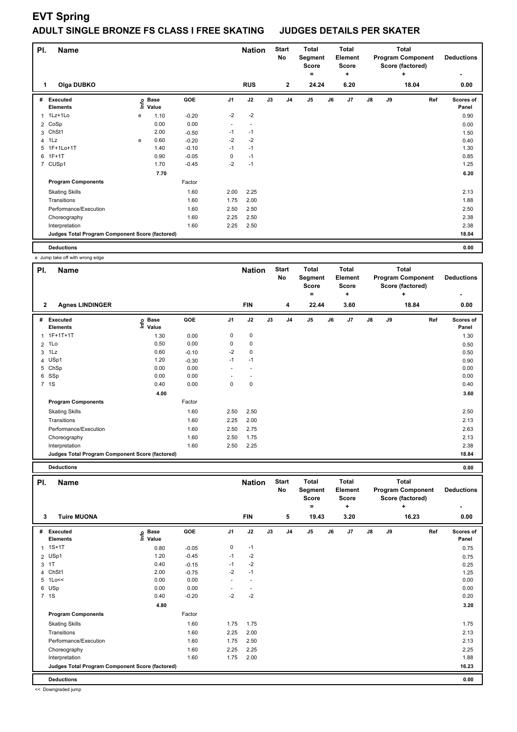# EVT Spring

## ADULT SINGLE BRONZE FS CLASS I FREE SKATING JUDGES DETAILS PER SKATER

| Pl. | Name | Nation | Start No | Total Segment Score = | Total Element Score + | Total Program Component Score (factored) + | Deductions - |
|---|---|---|---|---|---|---|---|
| 1 | Olga DUBKO | RUS | 2 | 24.24 | 6.20 | 18.04 | 0.00 |

| # | Executed Elements | Info | Base Value | GOE | J1 | J2 | J3 | J4 | J5 | J6 | J7 | J8 | J9 | Ref | Scores of Panel |
|---|---|---|---|---|---|---|---|---|---|---|---|---|---|---|---|
| 1 | 1Lz+1Lo | e | 1.10 | -0.20 | -2 | -2 | | | | | | | | | 0.90 |
| 2 | CoSp | | 0.00 | 0.00 | - | - | | | | | | | | | 0.00 |
| 3 | ChSt1 | | 2.00 | -0.50 | -1 | -1 | | | | | | | | | 1.50 |
| 4 | 1Lz | e | 0.60 | -0.20 | -2 | -2 | | | | | | | | | 0.40 |
| 5 | 1F+1Lo+1T | | 1.40 | -0.10 | -1 | -1 | | | | | | | | | 1.30 |
| 6 | 1F+1T | | 0.90 | -0.05 | 0 | -1 | | | | | | | | | 0.85 |
| 7 | CUSp1 | | 1.70 | -0.45 | -2 | -1 | | | | | | | | | 1.25 |
| | | | 7.70 | | | | | | | | | | | | 6.20 |
| | **Program Components** | | | Factor | | | | | | | | | | | |
| | Skating Skills | | | 1.60 | 2.00 | 2.25 | | | | | | | | | 2.13 |
| | Transitions | | | 1.60 | 1.75 | 2.00 | | | | | | | | | 1.88 |
| | Performance/Execution | | | 1.60 | 2.50 | 2.50 | | | | | | | | | 2.50 |
| | Choreography | | | 1.60 | 2.25 | 2.50 | | | | | | | | | 2.38 |
| | Interpretation | | | 1.60 | 2.25 | 2.50 | | | | | | | | | 2.38 |
| | **Judges Total Program Component Score (factored)** | | | | | | | | | | | | | | 18.04 |
| | **Deductions** | | | | | | | | | | | | | | 0.00 |

e Jump take off with wrong edge

| Pl. | Name | Nation | Start No | Total Segment Score = | Total Element Score + | Total Program Component Score (factored) + | Deductions - |
|---|---|---|---|---|---|---|---|
| 2 | Agnes LINDINGER | FIN | 4 | 22.44 | 3.60 | 18.84 | 0.00 |

| # | Executed Elements | Info | Base Value | GOE | J1 | J2 | J3 | J4 | J5 | J6 | J7 | J8 | J9 | Ref | Scores of Panel |
|---|---|---|---|---|---|---|---|---|---|---|---|---|---|---|---|
| 1 | 1F+1T+1T | | 1.30 | 0.00 | 0 | 0 | | | | | | | | | 1.30 |
| 2 | 1Lo | | 0.50 | 0.00 | 0 | 0 | | | | | | | | | 0.50 |
| 3 | 1Lz | | 0.60 | -0.10 | -2 | 0 | | | | | | | | | 0.50 |
| 4 | USp1 | | 1.20 | -0.30 | -1 | -1 | | | | | | | | | 0.90 |
| 5 | ChSp | | 0.00 | 0.00 | - | - | | | | | | | | | 0.00 |
| 6 | SSp | | 0.00 | 0.00 | - | - | | | | | | | | | 0.00 |
| 7 | 1S | | 0.40 | 0.00 | 0 | 0 | | | | | | | | | 0.40 |
| | | | 4.00 | | | | | | | | | | | | 3.60 |
| | **Program Components** | | | Factor | | | | | | | | | | | |
| | Skating Skills | | | 1.60 | 2.50 | 2.50 | | | | | | | | | 2.50 |
| | Transitions | | | 1.60 | 2.25 | 2.00 | | | | | | | | | 2.13 |
| | Performance/Execution | | | 1.60 | 2.50 | 2.75 | | | | | | | | | 2.63 |
| | Choreography | | | 1.60 | 2.50 | 1.75 | | | | | | | | | 2.13 |
| | Interpretation | | | 1.60 | 2.50 | 2.25 | | | | | | | | | 2.38 |
| | **Judges Total Program Component Score (factored)** | | | | | | | | | | | | | | 18.84 |
| | **Deductions** | | | | | | | | | | | | | | 0.00 |

| Pl. | Name | Nation | Start No | Total Segment Score = | Total Element Score + | Total Program Component Score (factored) + | Deductions - |
|---|---|---|---|---|---|---|---|
| 3 | Tuire MUONA | FIN | 5 | 19.43 | 3.20 | 16.23 | 0.00 |

| # | Executed Elements | Info | Base Value | GOE | J1 | J2 | J3 | J4 | J5 | J6 | J7 | J8 | J9 | Ref | Scores of Panel |
|---|---|---|---|---|---|---|---|---|---|---|---|---|---|---|---|
| 1 | 1S+1T | | 0.80 | -0.05 | 0 | -1 | | | | | | | | | 0.75 |
| 2 | USp1 | | 1.20 | -0.45 | -1 | -2 | | | | | | | | | 0.75 |
| 3 | 1T | | 0.40 | -0.15 | -1 | -2 | | | | | | | | | 0.25 |
| 4 | ChSt1 | | 2.00 | -0.75 | -2 | -1 | | | | | | | | | 1.25 |
| 5 | 1Lo<< | | 0.00 | 0.00 | - | - | | | | | | | | | 0.00 |
| 6 | USp | | 0.00 | 0.00 | - | - | | | | | | | | | 0.00 |
| 7 | 1S | | 0.40 | -0.20 | -2 | -2 | | | | | | | | | 0.20 |
| | | | 4.80 | | | | | | | | | | | | 3.20 |
| | **Program Components** | | | Factor | | | | | | | | | | | |
| | Skating Skills | | | 1.60 | 1.75 | 1.75 | | | | | | | | | 1.75 |
| | Transitions | | | 1.60 | 2.25 | 2.00 | | | | | | | | | 2.13 |
| | Performance/Execution | | | 1.60 | 1.75 | 2.50 | | | | | | | | | 2.13 |
| | Choreography | | | 1.60 | 2.25 | 2.25 | | | | | | | | | 2.25 |
| | Interpretation | | | 1.60 | 1.75 | 2.00 | | | | | | | | | 1.88 |
| | **Judges Total Program Component Score (factored)** | | | | | | | | | | | | | | 16.23 |
| | **Deductions** | | | | | | | | | | | | | | 0.00 |

<< Downgraded jump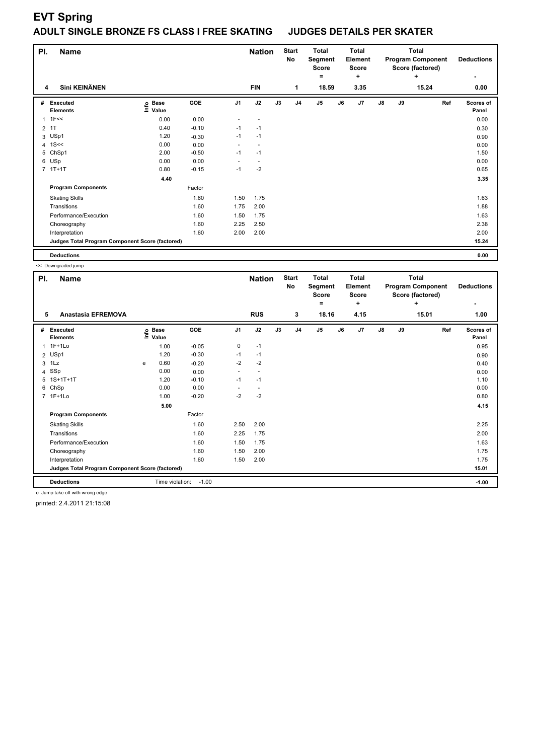# EVT Spring

## ADULT SINGLE BRONZE FS CLASS I FREE SKATING JUDGES DETAILS PER SKATER

| Pl. | Name | Nation | Start No | Total Segment Score = | Total Element Score + | Total Program Component Score (factored) + | Deductions - |
|---|---|---|---|---|---|---|---|
| 4 | Sini KEINÄNEN | FIN | 1 | 18.59 | 3.35 | 15.24 | 0.00 |

| # | Executed Elements | Info | Base Value | GOE | J1 | J2 | J3 | J4 | J5 | J6 | J7 | J8 | J9 | Ref | Scores of Panel |
|---|---|---|---|---|---|---|---|---|---|---|---|---|---|---|---|
| 1 | 1F<< | | 0.00 | 0.00 | - | - | | | | | | | | | 0.00 |
| 2 | 1T | | 0.40 | -0.10 | -1 | -1 | | | | | | | | | 0.30 |
| 3 | USp1 | | 1.20 | -0.30 | -1 | -1 | | | | | | | | | 0.90 |
| 4 | 1S<< | | 0.00 | 0.00 | - | - | | | | | | | | | 0.00 |
| 5 | ChSp1 | | 2.00 | -0.50 | -1 | -1 | | | | | | | | | 1.50 |
| 6 | USp | | 0.00 | 0.00 | - | - | | | | | | | | | 0.00 |
| 7 | 1T+1T | | 0.80 | -0.15 | -1 | -2 | | | | | | | | | 0.65 |
| | | | 4.40 | | | | | | | | | | | | 3.35 |
| | **Program Components** | | | Factor | | | | | | | | | | | |
| | Skating Skills | | | 1.60 | 1.50 | 1.75 | | | | | | | | | 1.63 |
| | Transitions | | | 1.60 | 1.75 | 2.00 | | | | | | | | | 1.88 |
| | Performance/Execution | | | 1.60 | 1.50 | 1.75 | | | | | | | | | 1.63 |
| | Choreography | | | 1.60 | 2.25 | 2.50 | | | | | | | | | 2.38 |
| | Interpretation | | | 1.60 | 2.00 | 2.00 | | | | | | | | | 2.00 |
| | **Judges Total Program Component Score (factored)** | | | | | | | | | | | | | | 15.24 |
| | **Deductions** | | | | | | | | | | | | | | 0.00 |

<< Downgraded jump

| Pl. | Name | Nation | Start No | Total Segment Score = | Total Element Score + | Total Program Component Score (factored) + | Deductions - |
|---|---|---|---|---|---|---|---|
| 5 | Anastasia EFREMOVA | RUS | 3 | 18.16 | 4.15 | 15.01 | 1.00 |

| # | Executed Elements | Info | Base Value | GOE | J1 | J2 | J3 | J4 | J5 | J6 | J7 | J8 | J9 | Ref | Scores of Panel |
|---|---|---|---|---|---|---|---|---|---|---|---|---|---|---|---|
| 1 | 1F+1Lo | | 1.00 | -0.05 | 0 | -1 | | | | | | | | | 0.95 |
| 2 | USp1 | | 1.20 | -0.30 | -1 | -1 | | | | | | | | | 0.90 |
| 3 | 1Lz | e | 0.60 | -0.20 | -2 | -2 | | | | | | | | | 0.40 |
| 4 | SSp | | 0.00 | 0.00 | - | - | | | | | | | | | 0.00 |
| 5 | 1S+1T+1T | | 1.20 | -0.10 | -1 | -1 | | | | | | | | | 1.10 |
| 6 | ChSp | | 0.00 | 0.00 | - | - | | | | | | | | | 0.00 |
| 7 | 1F+1Lo | | 1.00 | -0.20 | -2 | -2 | | | | | | | | | 0.80 |
| | | | 5.00 | | | | | | | | | | | | 4.15 |
| | **Program Components** | | | Factor | | | | | | | | | | | |
| | Skating Skills | | | 1.60 | 2.50 | 2.00 | | | | | | | | | 2.25 |
| | Transitions | | | 1.60 | 2.25 | 1.75 | | | | | | | | | 2.00 |
| | Performance/Execution | | | 1.60 | 1.50 | 1.75 | | | | | | | | | 1.63 |
| | Choreography | | | 1.60 | 1.50 | 2.00 | | | | | | | | | 1.75 |
| | Interpretation | | | 1.60 | 1.50 | 2.00 | | | | | | | | | 1.75 |
| | **Judges Total Program Component Score (factored)** | | | | | | | | | | | | | | 15.01 |
| | **Deductions** | | Time violation: | -1.00 | | | | | | | | | | | -1.00 |

e Jump take off with wrong edge

printed: 2.4.2011 21:15:08